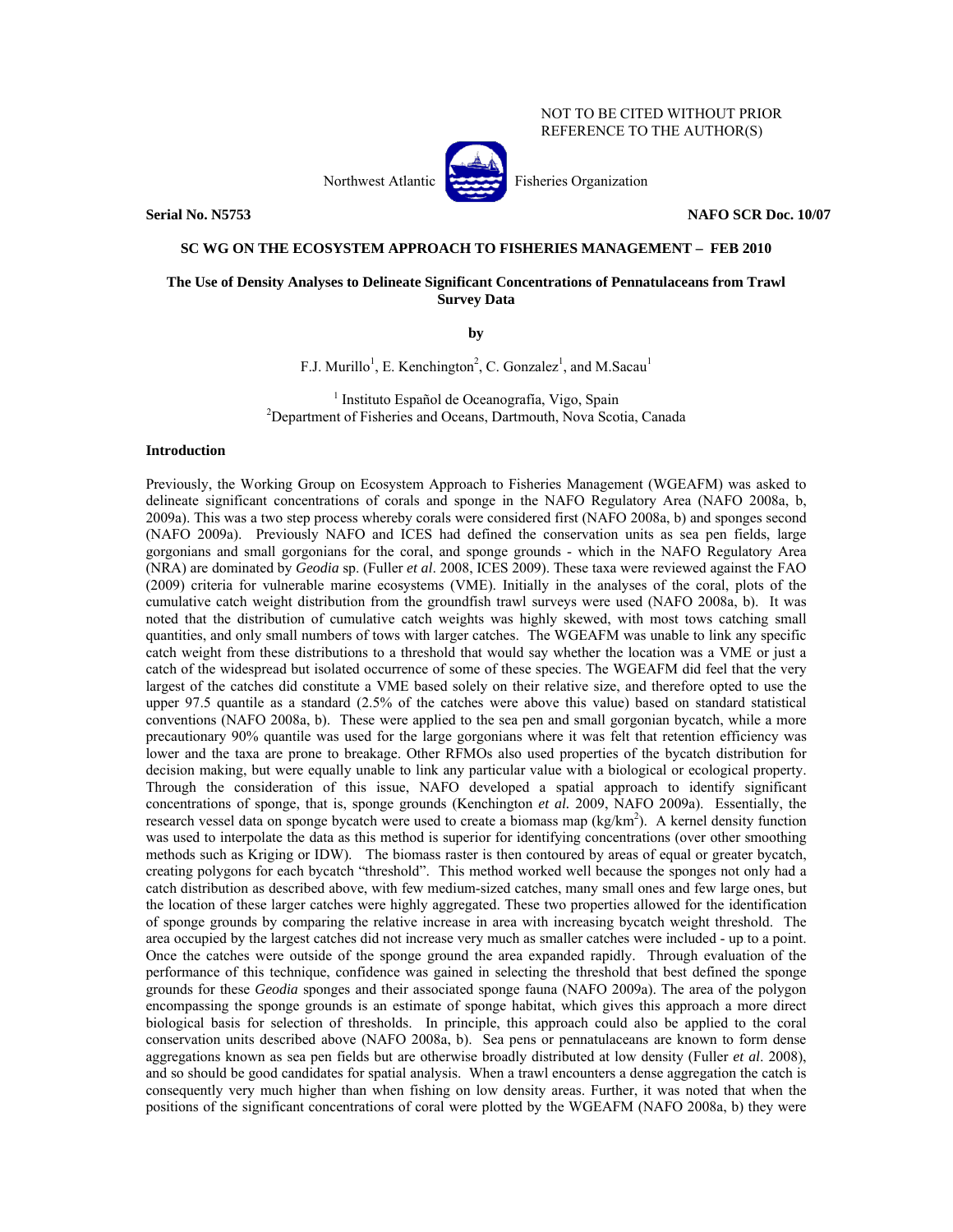NOT TO BE CITED WITHOUT PRIOR REFERENCE TO THE AUTHOR(S)

Northwest Atlantic Fisheries Organization

**Serial No. N5753** **NAFO SCR Doc. 10/07**

**SC WG ON THE ECOSYSTEM APPROACH TO FISHERIES MANAGEMENT – FEB 2010**

# The Use of Density Analyses to Delineate Significant Concentrations of Pennatulaceans from Trawl Survey Data

**by**

F.J. Murillo[1], E. Kenchington[2], C. Gonzalez[1], and M.Sacau[1]

[1] Instituto Español de Oceanografía, Vigo, Spain
[2] Department of Fisheries and Oceans, Dartmouth, Nova Scotia, Canada

## Introduction

Previously, the Working Group on Ecosystem Approach to Fisheries Management (WGEAFM) was asked to delineate significant concentrations of corals and sponge in the NAFO Regulatory Area (NAFO 2008a, b, 2009a). This was a two step process whereby corals were considered first (NAFO 2008a, b) and sponges second (NAFO 2009a). Previously NAFO and ICES had defined the conservation units as sea pen fields, large gorgonians and small gorgonians for the coral, and sponge grounds - which in the NAFO Regulatory Area (NRA) are dominated by *Geodia* sp. (Fuller *et al*. 2008, ICES 2009). These taxa were reviewed against the FAO (2009) criteria for vulnerable marine ecosystems (VME). Initially in the analyses of the coral, plots of the cumulative catch weight distribution from the groundfish trawl surveys were used (NAFO 2008a, b). It was noted that the distribution of cumulative catch weights was highly skewed, with most tows catching small quantities, and only small numbers of tows with larger catches. The WGEAFM was unable to link any specific catch weight from these distributions to a threshold that would say whether the location was a VME or just a catch of the widespread but isolated occurrence of some of these species. The WGEAFM did feel that the very largest of the catches did constitute a VME based solely on their relative size, and therefore opted to use the upper 97.5 quantile as a standard (2.5% of the catches were above this value) based on standard statistical conventions (NAFO 2008a, b). These were applied to the sea pen and small gorgonian bycatch, while a more precautionary 90% quantile was used for the large gorgonians where it was felt that retention efficiency was lower and the taxa are prone to breakage. Other RFMOs also used properties of the bycatch distribution for decision making, but were equally unable to link any particular value with a biological or ecological property. Through the consideration of this issue, NAFO developed a spatial approach to identify significant concentrations of sponge, that is, sponge grounds (Kenchington *et al.* 2009, NAFO 2009a). Essentially, the research vessel data on sponge bycatch were used to create a biomass map (kg/km$^2$). A kernel density function was used to interpolate the data as this method is superior for identifying concentrations (over other smoothing methods such as Kriging or IDW). The biomass raster is then contoured by areas of equal or greater bycatch, creating polygons for each bycatch "threshold". This method worked well because the sponges not only had a catch distribution as described above, with few medium-sized catches, many small ones and few large ones, but the location of these larger catches were highly aggregated. These two properties allowed for the identification of sponge grounds by comparing the relative increase in area with increasing bycatch weight threshold. The area occupied by the largest catches did not increase very much as smaller catches were included - up to a point. Once the catches were outside of the sponge ground the area expanded rapidly. Through evaluation of the performance of this technique, confidence was gained in selecting the threshold that best defined the sponge grounds for these *Geodia* sponges and their associated sponge fauna (NAFO 2009a). The area of the polygon encompassing the sponge grounds is an estimate of sponge habitat, which gives this approach a more direct biological basis for selection of thresholds. In principle, this approach could also be applied to the coral conservation units described above (NAFO 2008a, b). Sea pens or pennatulaceans are known to form dense aggregations known as sea pen fields but are otherwise broadly distributed at low density (Fuller *et al*. 2008), and so should be good candidates for spatial analysis. When a trawl encounters a dense aggregation the catch is consequently very much higher than when fishing on low density areas. Further, it was noted that when the positions of the significant concentrations of coral were plotted by the WGEAFM (NAFO 2008a, b) they were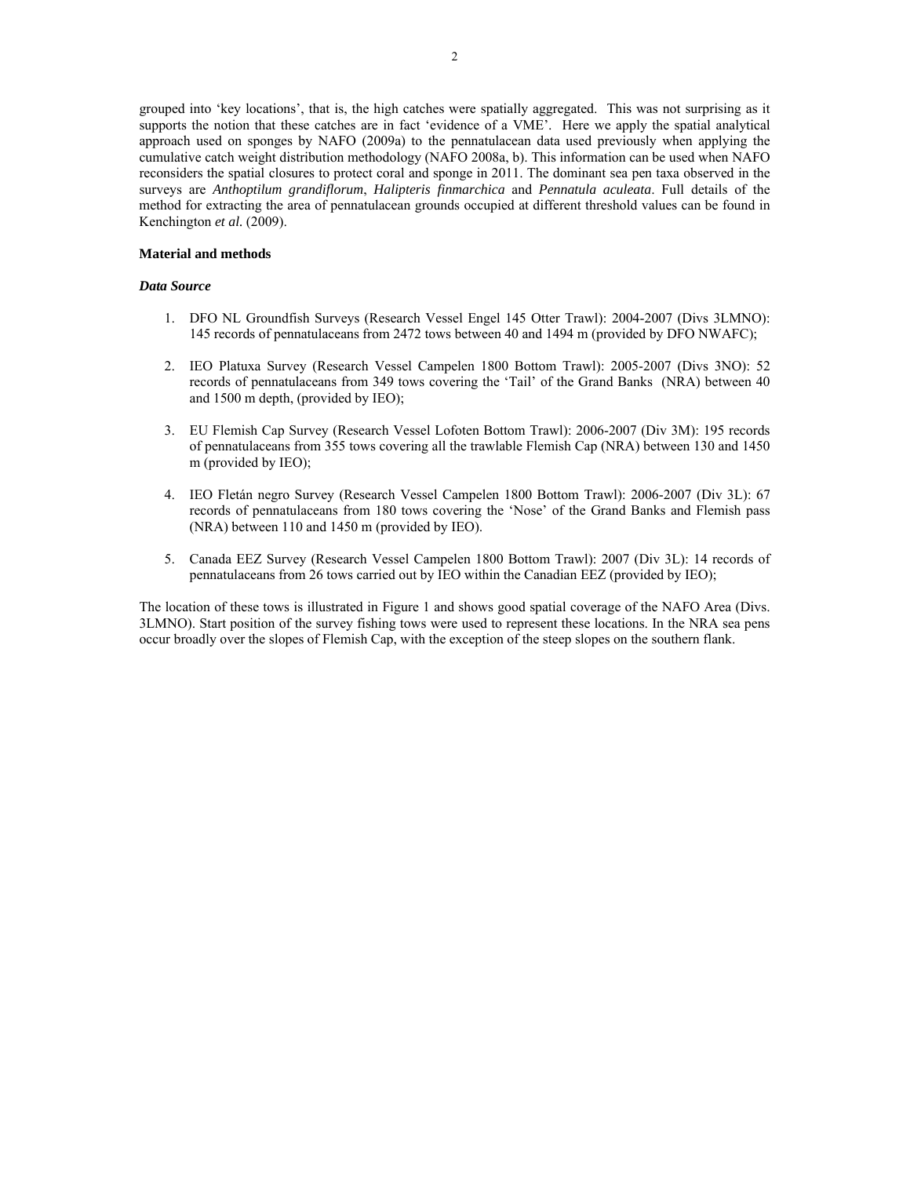grouped into 'key locations', that is, the high catches were spatially aggregated. This was not surprising as it supports the notion that these catches are in fact 'evidence of a VME'. Here we apply the spatial analytical approach used on sponges by NAFO (2009a) to the pennatulacean data used previously when applying the cumulative catch weight distribution methodology (NAFO 2008a, b). This information can be used when NAFO reconsiders the spatial closures to protect coral and sponge in 2011. The dominant sea pen taxa observed in the surveys are *Anthoptilum grandiflorum*, *Halipteris finmarchica* and *Pennatula aculeata*. Full details of the method for extracting the area of pennatulacean grounds occupied at different threshold values can be found in Kenchington *et al.* (2009).

## Material and methods

### *Data Source*

1. DFO NL Groundfish Surveys (Research Vessel Engel 145 Otter Trawl): 2004-2007 (Divs 3LMNO): 145 records of pennatulaceans from 2472 tows between 40 and 1494 m (provided by DFO NWAFC);

2. IEO Platuxa Survey (Research Vessel Campelen 1800 Bottom Trawl): 2005-2007 (Divs 3NO): 52 records of pennatulaceans from 349 tows covering the 'Tail' of the Grand Banks (NRA) between 40 and 1500 m depth, (provided by IEO);

3. EU Flemish Cap Survey (Research Vessel Lofoten Bottom Trawl): 2006-2007 (Div 3M): 195 records of pennatulaceans from 355 tows covering all the trawlable Flemish Cap (NRA) between 130 and 1450 m (provided by IEO);

4. IEO Fletán negro Survey (Research Vessel Campelen 1800 Bottom Trawl): 2006-2007 (Div 3L): 67 records of pennatulaceans from 180 tows covering the 'Nose' of the Grand Banks and Flemish pass (NRA) between 110 and 1450 m (provided by IEO).

5. Canada EEZ Survey (Research Vessel Campelen 1800 Bottom Trawl): 2007 (Div 3L): 14 records of pennatulaceans from 26 tows carried out by IEO within the Canadian EEZ (provided by IEO);

The location of these tows is illustrated in Figure 1 and shows good spatial coverage of the NAFO Area (Divs. 3LMNO). Start position of the survey fishing tows were used to represent these locations. In the NRA sea pens occur broadly over the slopes of Flemish Cap, with the exception of the steep slopes on the southern flank.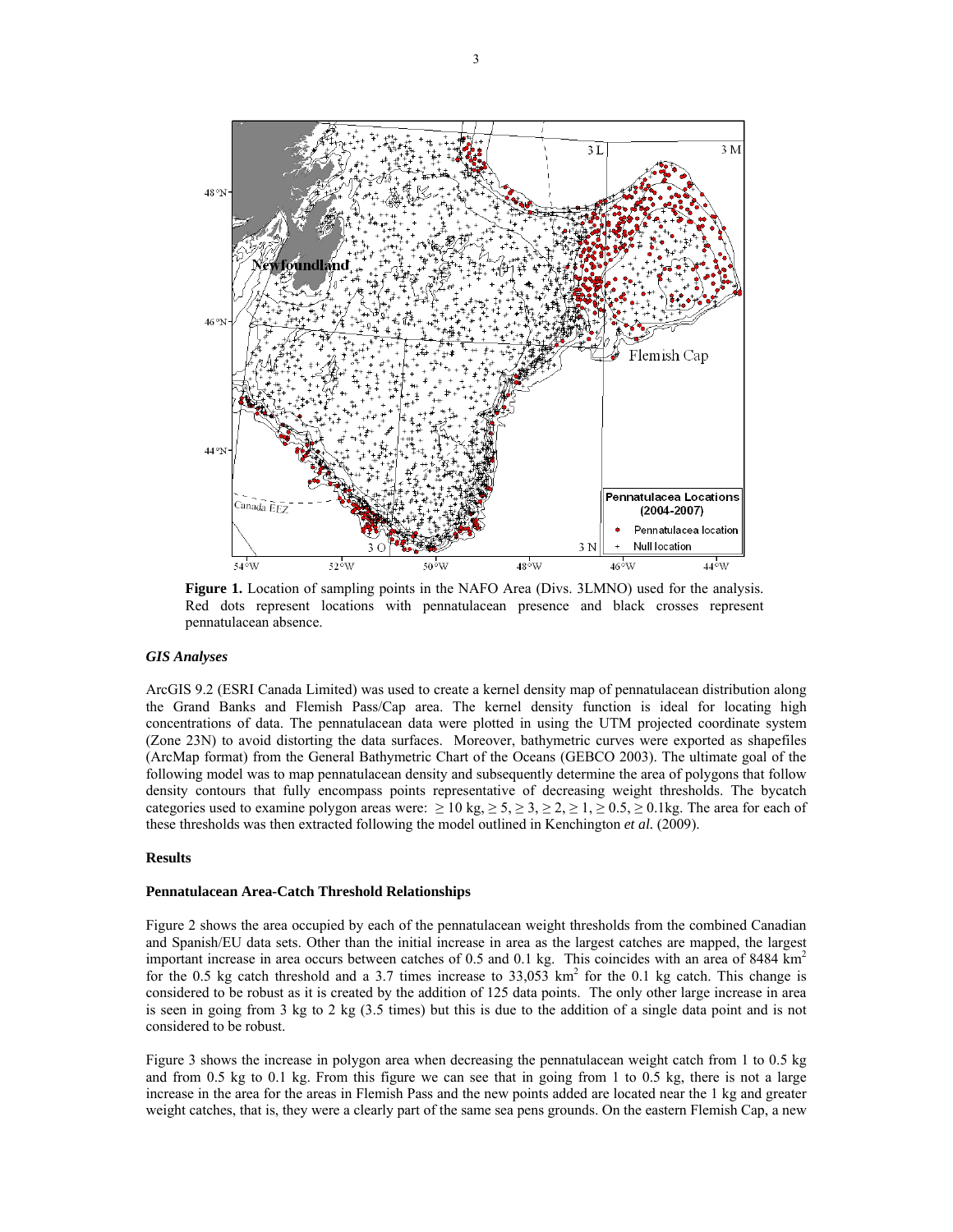**Figure 1.** Location of sampling points in the NAFO Area (Divs. 3LMNO) used for the analysis. Red dots represent locations with pennatulacean presence and black crosses represent pennatulacean absence.

### *GIS Analyses*

ArcGIS 9.2 (ESRI Canada Limited) was used to create a kernel density map of pennatulacean distribution along the Grand Banks and Flemish Pass/Cap area. The kernel density function is ideal for locating high concentrations of data. The pennatulacean data were plotted in using the UTM projected coordinate system (Zone 23N) to avoid distorting the data surfaces. Moreover, bathymetric curves were exported as shapefiles (ArcMap format) from the General Bathymetric Chart of the Oceans (GEBCO 2003). The ultimate goal of the following model was to map pennatulacean density and subsequently determine the area of polygons that follow density contours that fully encompass points representative of decreasing weight thresholds. The bycatch categories used to examine polygon areas were: $\geq 10$ kg, $\geq 5$, $\geq 3$, $\geq 2$, $\geq 1$, $\geq 0.5$, $\geq 0.1$kg. The area for each of these thresholds was then extracted following the model outlined in Kenchington *et al.* (2009).

### Results

#### Pennatulacean Area-Catch Threshold Relationships

Figure 2 shows the area occupied by each of the pennatulacean weight thresholds from the combined Canadian and Spanish/EU data sets. Other than the initial increase in area as the largest catches are mapped, the largest important increase in area occurs between catches of 0.5 and 0.1 kg. This coincides with an area of 8484 km$^2$ for the 0.5 kg catch threshold and a 3.7 times increase to 33,053 km$^2$ for the 0.1 kg catch. This change is considered to be robust as it is created by the addition of 125 data points. The only other large increase in area is seen in going from 3 kg to 2 kg (3.5 times) but this is due to the addition of a single data point and is not considered to be robust.

Figure 3 shows the increase in polygon area when decreasing the pennatulacean weight catch from 1 to 0.5 kg and from 0.5 kg to 0.1 kg. From this figure we can see that in going from 1 to 0.5 kg, there is not a large increase in the area for the areas in Flemish Pass and the new points added are located near the 1 kg and greater weight catches, that is, they were a clearly part of the same sea pens grounds. On the eastern Flemish Cap, a new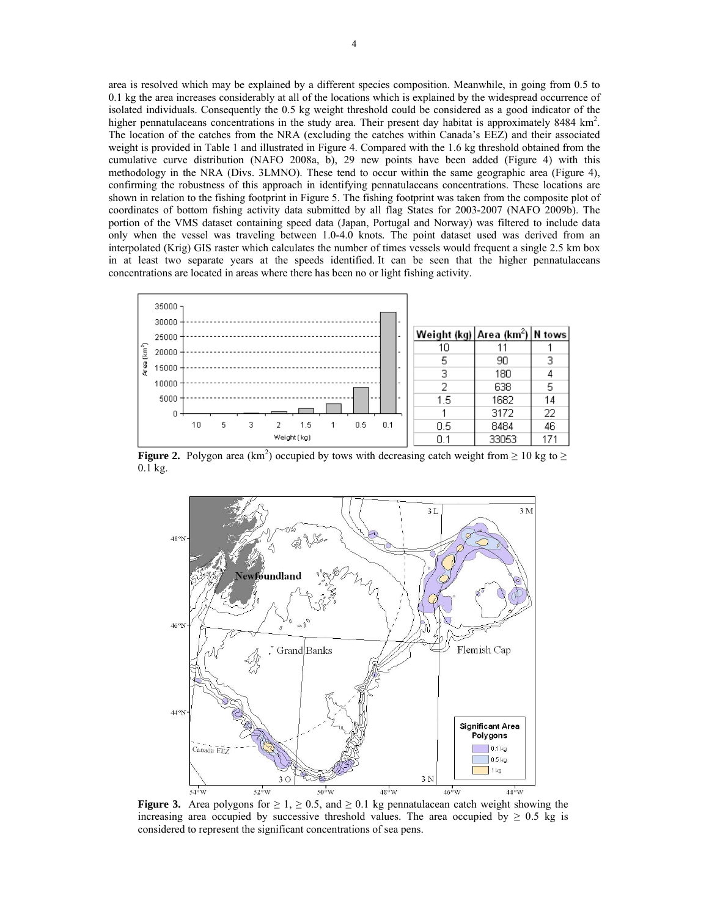area is resolved which may be explained by a different species composition. Meanwhile, in going from 0.5 to 0.1 kg the area increases considerably at all of the locations which is explained by the widespread occurrence of isolated individuals. Consequently the 0.5 kg weight threshold could be considered as a good indicator of the higher pennatulaceans concentrations in the study area. Their present day habitat is approximately 8484 km$^2$. The location of the catches from the NRA (excluding the catches within Canada's EEZ) and their associated weight is provided in Table 1 and illustrated in Figure 4. Compared with the 1.6 kg threshold obtained from the cumulative curve distribution (NAFO 2008a, b), 29 new points have been added (Figure 4) with this methodology in the NRA (Divs. 3LMNO). These tend to occur within the same geographic area (Figure 4), confirming the robustness of this approach in identifying pennatulaceans concentrations. These locations are shown in relation to the fishing footprint in Figure 5. The fishing footprint was taken from the composite plot of coordinates of bottom fishing activity data submitted by all flag States for 2003-2007 (NAFO 2009b). The portion of the VMS dataset containing speed data (Japan, Portugal and Norway) was filtered to include data only when the vessel was traveling between 1.0-4.0 knots. The point dataset used was derived from an interpolated (Krig) GIS raster which calculates the number of times vessels would frequent a single 2.5 km box in at least two separate years at the speeds identified. It can be seen that the higher pennatulaceans concentrations are located in areas where there has been no or light fishing activity.

| Weight (kg) | Area (km$^2$) | N tows |
|---|---|---|
| 10 | 11 | 1 |
| 5 | 90 | 3 |
| 3 | 180 | 4 |
| 2 | 638 | 5 |
| 1.5 | 1682 | 14 |
| 1 | 3172 | 22 |
| 0.5 | 8484 | 46 |
| 0.1 | 33053 | 171 |

**Figure 2.** Polygon area (km$^2$) occupied by tows with decreasing catch weight from ≥ 10 kg to ≥ 0.1 kg.

**Figure 3.** Area polygons for ≥ 1, ≥ 0.5, and ≥ 0.1 kg pennatulacean catch weight showing the increasing area occupied by successive threshold values. The area occupied by ≥ 0.5 kg is considered to represent the significant concentrations of sea pens.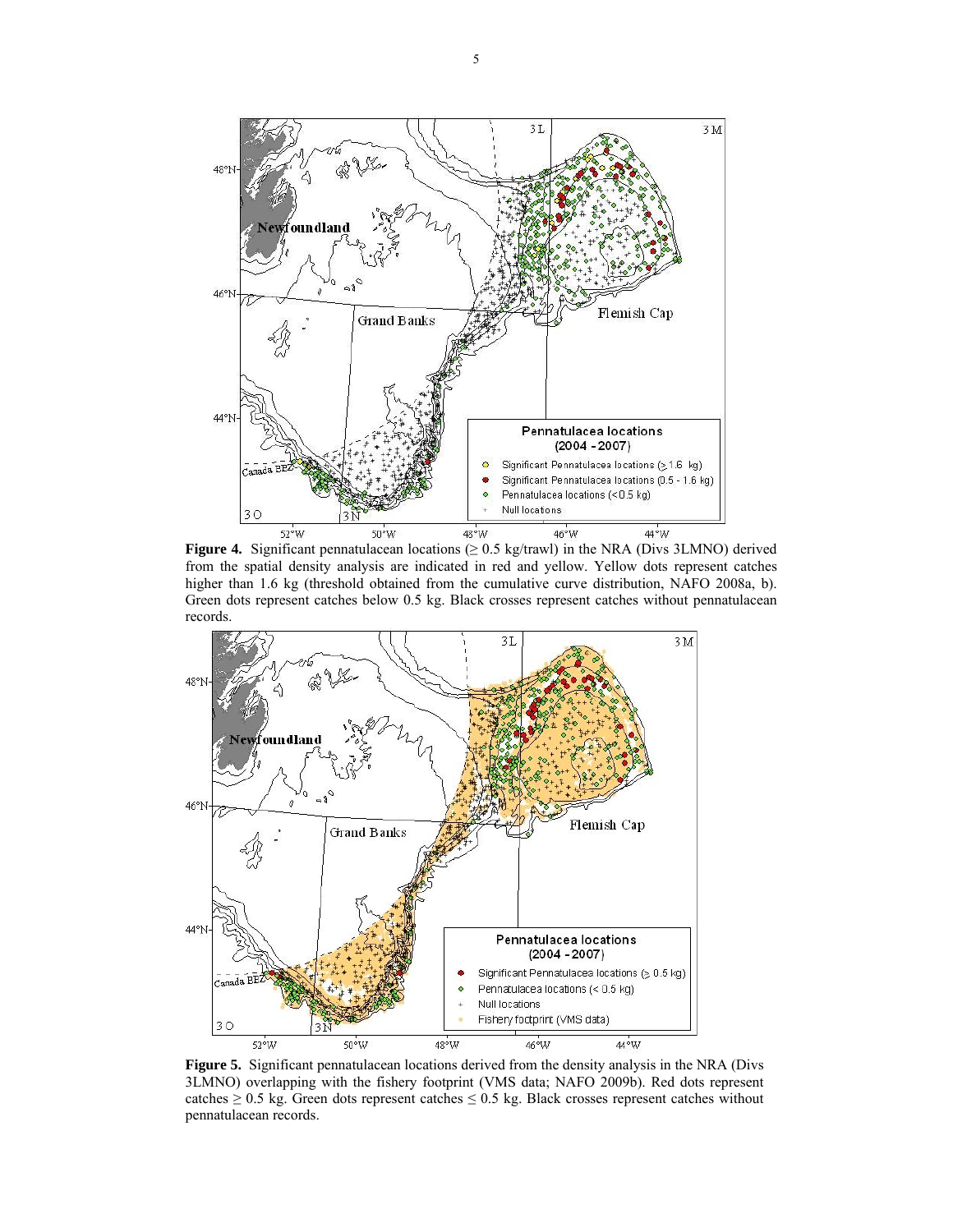**Figure 4.** Significant pennatulacean locations (≥ 0.5 kg/trawl) in the NRA (Divs 3LMNO) derived from the spatial density analysis are indicated in red and yellow. Yellow dots represent catches higher than 1.6 kg (threshold obtained from the cumulative curve distribution, NAFO 2008a, b). Green dots represent catches below 0.5 kg. Black crosses represent catches without pennatulacean records.

**Figure 5.** Significant pennatulacean locations derived from the density analysis in the NRA (Divs 3LMNO) overlapping with the fishery footprint (VMS data; NAFO 2009b). Red dots represent catches ≥ 0.5 kg. Green dots represent catches ≤ 0.5 kg. Black crosses represent catches without pennatulacean records.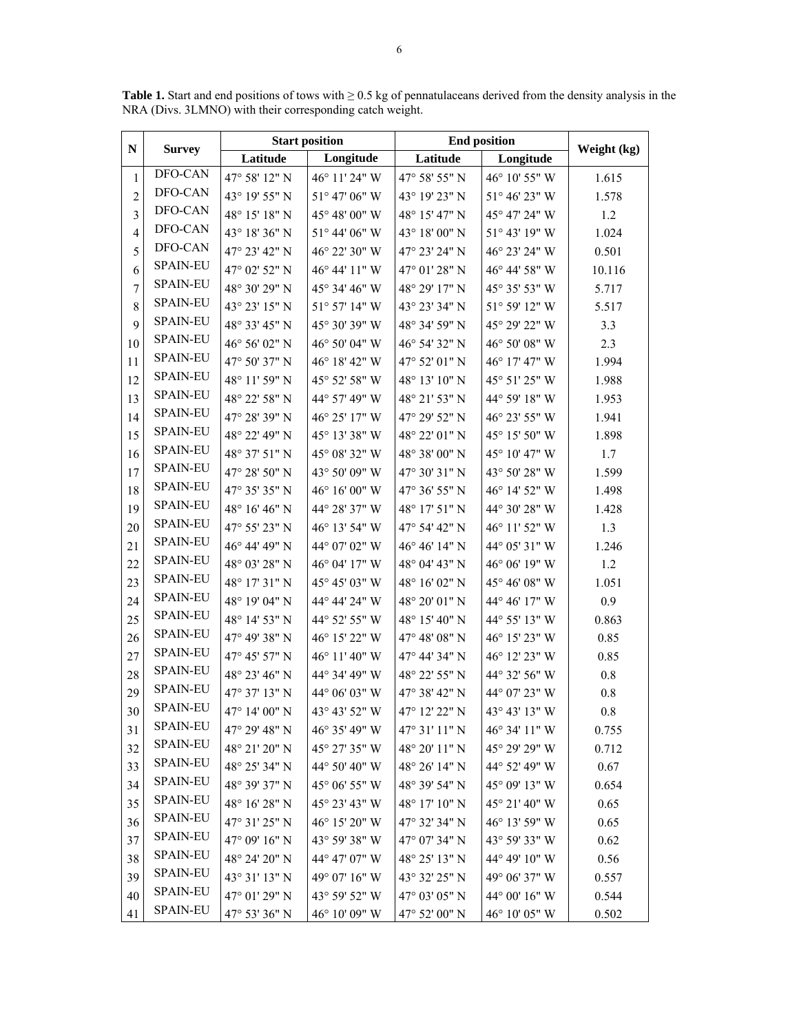**Table 1.** Start and end positions of tows with ≥ 0.5 kg of pennatulaceans derived from the density analysis in the NRA (Divs. 3LMNO) with their corresponding catch weight.

| N | Survey | Start position | | End position | | Weight (kg) |
|---|---|---|---|---|---|---|
| | | Latitude | Longitude | Latitude | Longitude | |
| 1 | DFO-CAN | 47° 58' 12" N | 46° 11' 24" W | 47° 58' 55" N | 46° 10' 55" W | 1.615 |
| 2 | DFO-CAN | 43° 19' 55" N | 51° 47' 06" W | 43° 19' 23" N | 51° 46' 23" W | 1.578 |
| 3 | DFO-CAN | 48° 15' 18" N | 45° 48' 00" W | 48° 15' 47" N | 45° 47' 24" W | 1.2 |
| 4 | DFO-CAN | 43° 18' 36" N | 51° 44' 06" W | 43° 18' 00" N | 51° 43' 19" W | 1.024 |
| 5 | DFO-CAN | 47° 23' 42" N | 46° 22' 30" W | 47° 23' 24" N | 46° 23' 24" W | 0.501 |
| 6 | SPAIN-EU | 47° 02' 52" N | 46° 44' 11" W | 47° 01' 28" N | 46° 44' 58" W | 10.116 |
| 7 | SPAIN-EU | 48° 30' 29" N | 45° 34' 46" W | 48° 29' 17" N | 45° 35' 53" W | 5.717 |
| 8 | SPAIN-EU | 43° 23' 15" N | 51° 57' 14" W | 43° 23' 34" N | 51° 59' 12" W | 5.517 |
| 9 | SPAIN-EU | 48° 33' 45" N | 45° 30' 39" W | 48° 34' 59" N | 45° 29' 22" W | 3.3 |
| 10 | SPAIN-EU | 46° 56' 02" N | 46° 50' 04" W | 46° 54' 32" N | 46° 50' 08" W | 2.3 |
| 11 | SPAIN-EU | 47° 50' 37" N | 46° 18' 42" W | 47° 52' 01" N | 46° 17' 47" W | 1.994 |
| 12 | SPAIN-EU | 48° 11' 59" N | 45° 52' 58" W | 48° 13' 10" N | 45° 51' 25" W | 1.988 |
| 13 | SPAIN-EU | 48° 22' 58" N | 44° 57' 49" W | 48° 21' 53" N | 44° 59' 18" W | 1.953 |
| 14 | SPAIN-EU | 47° 28' 39" N | 46° 25' 17" W | 47° 29' 52" N | 46° 23' 55" W | 1.941 |
| 15 | SPAIN-EU | 48° 22' 49" N | 45° 13' 38" W | 48° 22' 01" N | 45° 15' 50" W | 1.898 |
| 16 | SPAIN-EU | 48° 37' 51" N | 45° 08' 32" W | 48° 38' 00" N | 45° 10' 47" W | 1.7 |
| 17 | SPAIN-EU | 47° 28' 50" N | 43° 50' 09" W | 47° 30' 31" N | 43° 50' 28" W | 1.599 |
| 18 | SPAIN-EU | 47° 35' 35" N | 46° 16' 00" W | 47° 36' 55" N | 46° 14' 52" W | 1.498 |
| 19 | SPAIN-EU | 48° 16' 46" N | 44° 28' 37" W | 48° 17' 51" N | 44° 30' 28" W | 1.428 |
| 20 | SPAIN-EU | 47° 55' 23" N | 46° 13' 54" W | 47° 54' 42" N | 46° 11' 52" W | 1.3 |
| 21 | SPAIN-EU | 46° 44' 49" N | 44° 07' 02" W | 46° 46' 14" N | 44° 05' 31" W | 1.246 |
| 22 | SPAIN-EU | 48° 03' 28" N | 46° 04' 17" W | 48° 04' 43" N | 46° 06' 19" W | 1.2 |
| 23 | SPAIN-EU | 48° 17' 31" N | 45° 45' 03" W | 48° 16' 02" N | 45° 46' 08" W | 1.051 |
| 24 | SPAIN-EU | 48° 19' 04" N | 44° 44' 24" W | 48° 20' 01" N | 44° 46' 17" W | 0.9 |
| 25 | SPAIN-EU | 48° 14' 53" N | 44° 52' 55" W | 48° 15' 40" N | 44° 55' 13" W | 0.863 |
| 26 | SPAIN-EU | 47° 49' 38" N | 46° 15' 22" W | 47° 48' 08" N | 46° 15' 23" W | 0.85 |
| 27 | SPAIN-EU | 47° 45' 57" N | 46° 11' 40" W | 47° 44' 34" N | 46° 12' 23" W | 0.85 |
| 28 | SPAIN-EU | 48° 23' 46" N | 44° 34' 49" W | 48° 22' 55" N | 44° 32' 56" W | 0.8 |
| 29 | SPAIN-EU | 47° 37' 13" N | 44° 06' 03" W | 47° 38' 42" N | 44° 07' 23" W | 0.8 |
| 30 | SPAIN-EU | 47° 14' 00" N | 43° 43' 52" W | 47° 12' 22" N | 43° 43' 13" W | 0.8 |
| 31 | SPAIN-EU | 47° 29' 48" N | 46° 35' 49" W | 47° 31' 11" N | 46° 34' 11" W | 0.755 |
| 32 | SPAIN-EU | 48° 21' 20" N | 45° 27' 35" W | 48° 20' 11" N | 45° 29' 29" W | 0.712 |
| 33 | SPAIN-EU | 48° 25' 34" N | 44° 50' 40" W | 48° 26' 14" N | 44° 52' 49" W | 0.67 |
| 34 | SPAIN-EU | 48° 39' 37" N | 45° 06' 55" W | 48° 39' 54" N | 45° 09' 13" W | 0.654 |
| 35 | SPAIN-EU | 48° 16' 28" N | 45° 23' 43" W | 48° 17' 10" N | 45° 21' 40" W | 0.65 |
| 36 | SPAIN-EU | 47° 31' 25" N | 46° 15' 20" W | 47° 32' 34" N | 46° 13' 59" W | 0.65 |
| 37 | SPAIN-EU | 47° 09' 16" N | 43° 59' 38" W | 47° 07' 34" N | 43° 59' 33" W | 0.62 |
| 38 | SPAIN-EU | 48° 24' 20" N | 44° 47' 07" W | 48° 25' 13" N | 44° 49' 10" W | 0.56 |
| 39 | SPAIN-EU | 43° 31' 13" N | 49° 07' 16" W | 43° 32' 25" N | 49° 06' 37" W | 0.557 |
| 40 | SPAIN-EU | 47° 01' 29" N | 43° 59' 52" W | 47° 03' 05" N | 44° 00' 16" W | 0.544 |
| 41 | SPAIN-EU | 47° 53' 36" N | 46° 10' 09" W | 47° 52' 00" N | 46° 10' 05" W | 0.502 |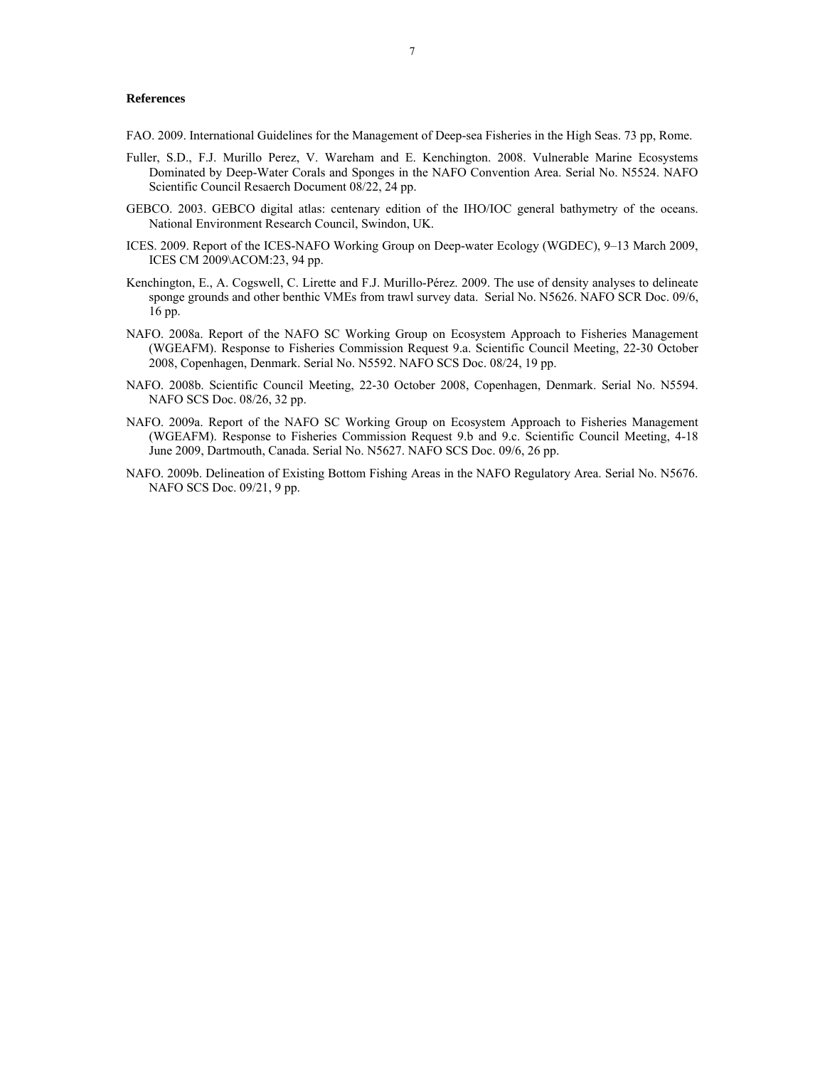**References**

FAO. 2009. International Guidelines for the Management of Deep-sea Fisheries in the High Seas. 73 pp, Rome.

Fuller, S.D., F.J. Murillo Perez, V. Wareham and E. Kenchington. 2008. Vulnerable Marine Ecosystems Dominated by Deep-Water Corals and Sponges in the NAFO Convention Area. Serial No. N5524. NAFO Scientific Council Resaerch Document 08/22, 24 pp.

GEBCO. 2003. GEBCO digital atlas: centenary edition of the IHO/IOC general bathymetry of the oceans. National Environment Research Council, Swindon, UK.

ICES. 2009. Report of the ICES-NAFO Working Group on Deep-water Ecology (WGDEC), 9–13 March 2009, ICES CM 2009\ACOM:23, 94 pp.

Kenchington, E., A. Cogswell, C. Lirette and F.J. Murillo-Pérez. 2009. The use of density analyses to delineate sponge grounds and other benthic VMEs from trawl survey data. Serial No. N5626. NAFO SCR Doc. 09/6, 16 pp.

NAFO. 2008a. Report of the NAFO SC Working Group on Ecosystem Approach to Fisheries Management (WGEAFM). Response to Fisheries Commission Request 9.a. Scientific Council Meeting, 22-30 October 2008, Copenhagen, Denmark. Serial No. N5592. NAFO SCS Doc. 08/24, 19 pp.

NAFO. 2008b. Scientific Council Meeting, 22-30 October 2008, Copenhagen, Denmark. Serial No. N5594. NAFO SCS Doc. 08/26, 32 pp.

NAFO. 2009a. Report of the NAFO SC Working Group on Ecosystem Approach to Fisheries Management (WGEAFM). Response to Fisheries Commission Request 9.b and 9.c. Scientific Council Meeting, 4-18 June 2009, Dartmouth, Canada. Serial No. N5627. NAFO SCS Doc. 09/6, 26 pp.

NAFO. 2009b. Delineation of Existing Bottom Fishing Areas in the NAFO Regulatory Area. Serial No. N5676. NAFO SCS Doc. 09/21, 9 pp.